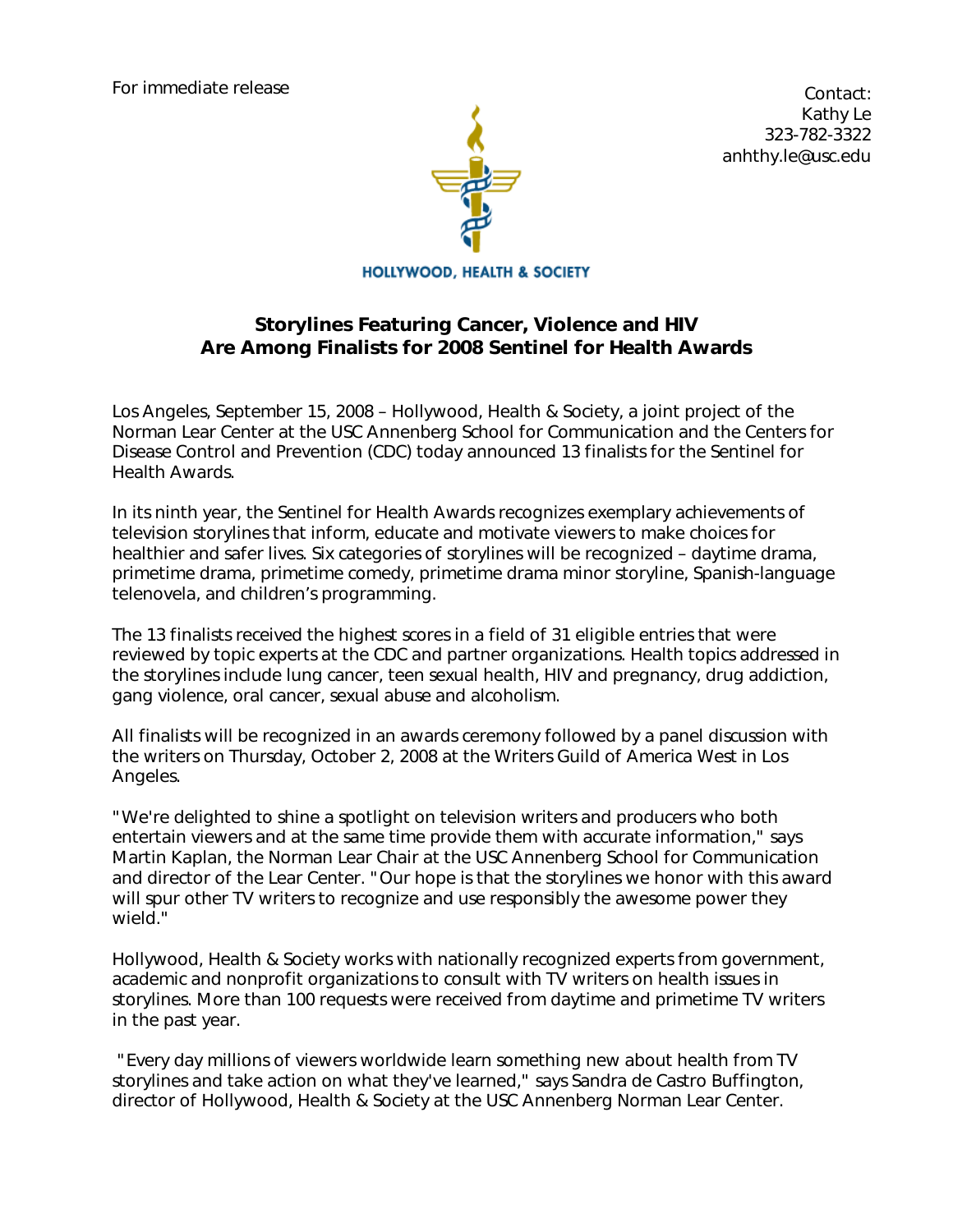For immediate release

Contact:
Kathy Le
323-782-3322
anhthy.le@usc.edu

HOLLYWOOD, HEALTH & SOCIETY

## Storylines Featuring Cancer, Violence and HIV Are Among Finalists for 2008 Sentinel for Health Awards

Los Angeles, September 15, 2008 – Hollywood, Health & Society, a joint project of the Norman Lear Center at the USC Annenberg School for Communication and the Centers for Disease Control and Prevention (CDC) today announced 13 finalists for the Sentinel for Health Awards.

In its ninth year, the Sentinel for Health Awards recognizes exemplary achievements of television storylines that inform, educate and motivate viewers to make choices for healthier and safer lives. Six categories of storylines will be recognized – daytime drama, primetime drama, primetime comedy, primetime drama minor storyline, Spanish-language telenovela, and children's programming.

The 13 finalists received the highest scores in a field of 31 eligible entries that were reviewed by topic experts at the CDC and partner organizations. Health topics addressed in the storylines include lung cancer, teen sexual health, HIV and pregnancy, drug addiction, gang violence, oral cancer, sexual abuse and alcoholism.

All finalists will be recognized in an awards ceremony followed by a panel discussion with the writers on Thursday, October 2, 2008 at the Writers Guild of America West in Los Angeles.

"We're delighted to shine a spotlight on television writers and producers who both entertain viewers and at the same time provide them with accurate information," says Martin Kaplan, the Norman Lear Chair at the USC Annenberg School for Communication and director of the Lear Center. "Our hope is that the storylines we honor with this award will spur other TV writers to recognize and use responsibly the awesome power they wield."

Hollywood, Health & Society works with nationally recognized experts from government, academic and nonprofit organizations to consult with TV writers on health issues in storylines. More than 100 requests were received from daytime and primetime TV writers in the past year.

"Every day millions of viewers worldwide learn something new about health from TV storylines and take action on what they've learned," says Sandra de Castro Buffington, director of Hollywood, Health & Society at the USC Annenberg Norman Lear Center.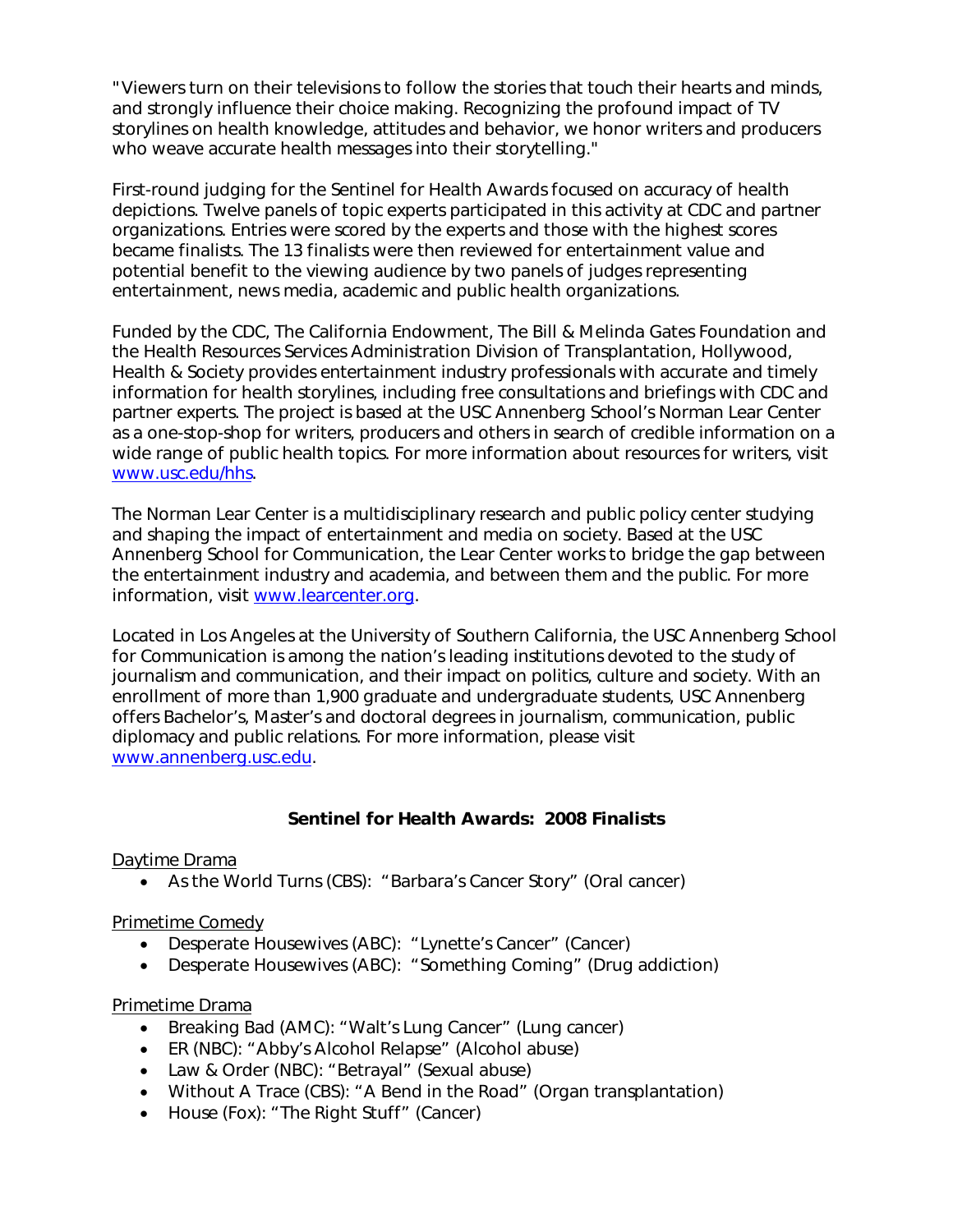"Viewers turn on their televisions to follow the stories that touch their hearts and minds, and strongly influence their choice making. Recognizing the profound impact of TV storylines on health knowledge, attitudes and behavior, we honor writers and producers who weave accurate health messages into their storytelling."

First-round judging for the Sentinel for Health Awards focused on accuracy of health depictions. Twelve panels of topic experts participated in this activity at CDC and partner organizations. Entries were scored by the experts and those with the highest scores became finalists. The 13 finalists were then reviewed for entertainment value and potential benefit to the viewing audience by two panels of judges representing entertainment, news media, academic and public health organizations.

Funded by the CDC, The California Endowment, The Bill & Melinda Gates Foundation and the Health Resources Services Administration Division of Transplantation, Hollywood, Health & Society provides entertainment industry professionals with accurate and timely information for health storylines, including free consultations and briefings with CDC and partner experts. The project is based at the USC Annenberg School's Norman Lear Center as a one-stop-shop for writers, producers and others in search of credible information on a wide range of public health topics. For more information about resources for writers, visit www.usc.edu/hhs.

The Norman Lear Center is a multidisciplinary research and public policy center studying and shaping the impact of entertainment and media on society. Based at the USC Annenberg School for Communication, the Lear Center works to bridge the gap between the entertainment industry and academia, and between them and the public. For more information, visit www.learcenter.org.

Located in Los Angeles at the University of Southern California, the USC Annenberg School for Communication is among the nation's leading institutions devoted to the study of journalism and communication, and their impact on politics, culture and society. With an enrollment of more than 1,900 graduate and undergraduate students, USC Annenberg offers Bachelor's, Master's and doctoral degrees in journalism, communication, public diplomacy and public relations. For more information, please visit www.annenberg.usc.edu.

## Sentinel for Health Awards: 2008 Finalists

Daytime Drama

- As the World Turns (CBS): "Barbara's Cancer Story" (Oral cancer)

Primetime Comedy

- Desperate Housewives (ABC): "Lynette's Cancer" (Cancer)
- Desperate Housewives (ABC): "Something Coming" (Drug addiction)

Primetime Drama

- Breaking Bad (AMC): "Walt's Lung Cancer" (Lung cancer)
- ER (NBC): "Abby's Alcohol Relapse" (Alcohol abuse)
- Law & Order (NBC): "Betrayal" (Sexual abuse)
- Without A Trace (CBS): "A Bend in the Road" (Organ transplantation)
- House (Fox): "The Right Stuff" (Cancer)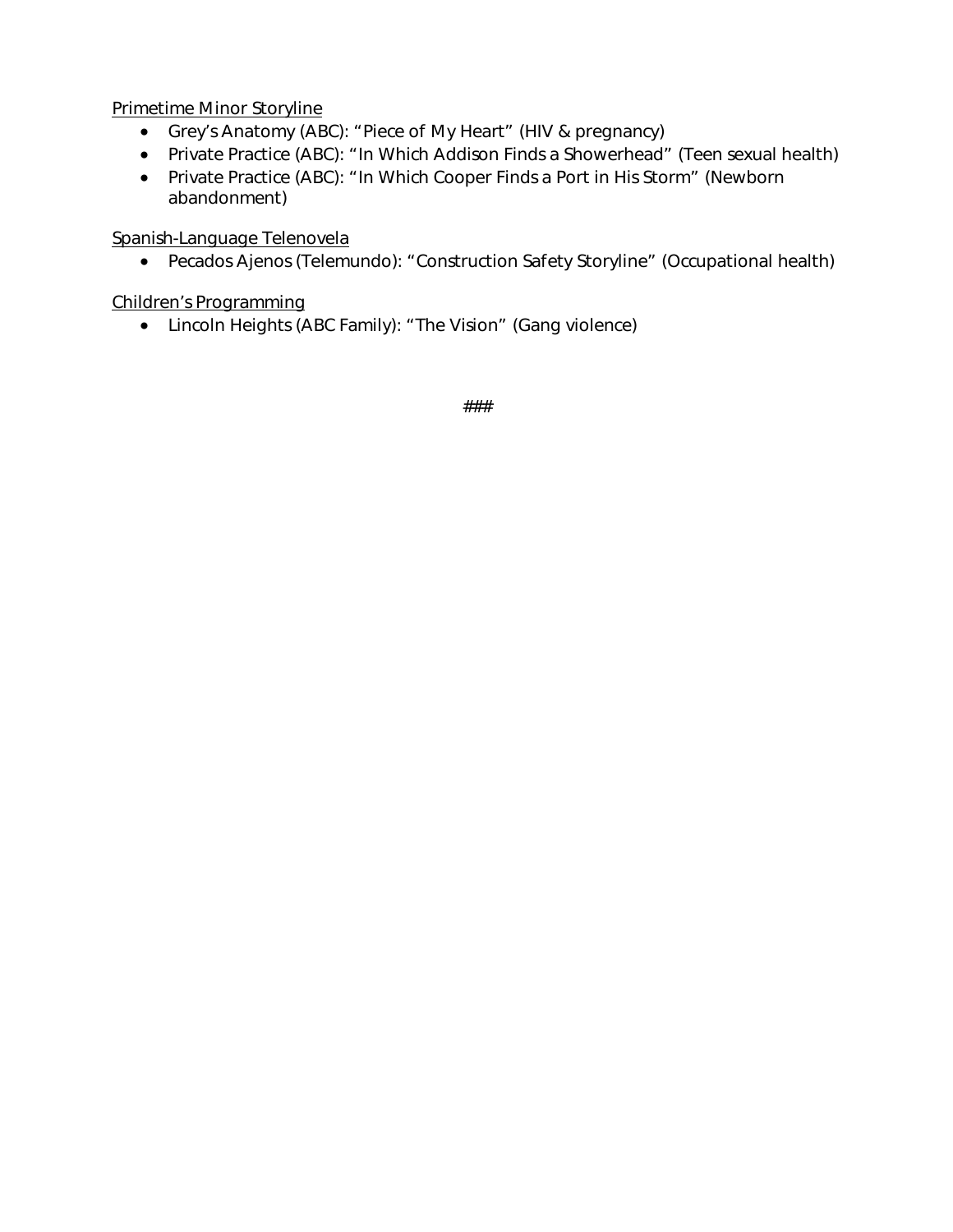Primetime Minor Storyline

- Grey's Anatomy (ABC): "Piece of My Heart" (HIV & pregnancy)
- Private Practice (ABC): "In Which Addison Finds a Showerhead" (Teen sexual health)
- Private Practice (ABC): "In Which Cooper Finds a Port in His Storm" (Newborn abandonment)

Spanish-Language Telenovela

- Pecados Ajenos (Telemundo): "Construction Safety Storyline" (Occupational health)

Children's Programming

- Lincoln Heights (ABC Family): "The Vision" (Gang violence)

###